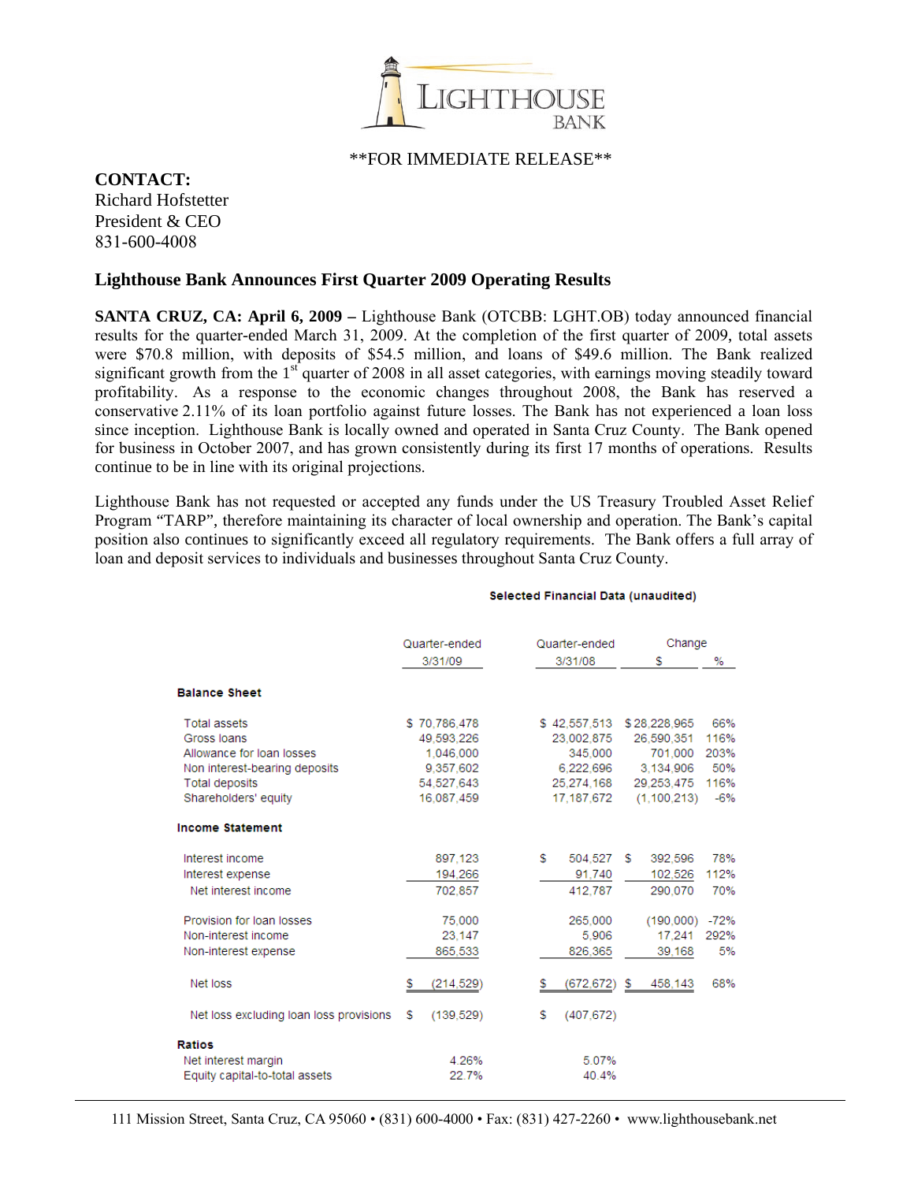**LIGHTHOUSE BANK**

**FOR IMMEDIATE RELEASE**

**CONTACT:**
Richard Hofstetter
President & CEO
831-600-4008

## Lighthouse Bank Announces First Quarter 2009 Operating Results

**SANTA CRUZ, CA: April 6, 2009 –** Lighthouse Bank (OTCBB: LGHT.OB) today announced financial results for the quarter-ended March 31, 2009. At the completion of the first quarter of 2009, total assets were $70.8 million, with deposits of $54.5 million, and loans of $49.6 million. The Bank realized significant growth from the 1st quarter of 2008 in all asset categories, with earnings moving steadily toward profitability. As a response to the economic changes throughout 2008, the Bank has reserved a conservative 2.11% of its loan portfolio against future losses. The Bank has not experienced a loan loss since inception. Lighthouse Bank is locally owned and operated in Santa Cruz County. The Bank opened for business in October 2007, and has grown consistently during its first 17 months of operations. Results continue to be in line with its original projections.

Lighthouse Bank has not requested or accepted any funds under the US Treasury Troubled Asset Relief Program "TARP", therefore maintaining its character of local ownership and operation. The Bank's capital position also continues to significantly exceed all regulatory requirements. The Bank offers a full array of loan and deposit services to individuals and businesses throughout Santa Cruz County.

**Selected Financial Data (unaudited)**

| | Quarter-ended 3/31/09 | Quarter-ended 3/31/08 | Change $ | Change % |
|---|---|---|---|---|
| **Balance Sheet** | | | | |
| Total assets | $ 70,786,478 | $ 42,557,513 | $ 28,228,965 | 66% |
| Gross loans | 49,593,226 | 23,002,875 | 26,590,351 | 116% |
| Allowance for loan losses | 1,046,000 | 345,000 | 701,000 | 203% |
| Non interest-bearing deposits | 9,357,602 | 6,222,696 | 3,134,906 | 50% |
| Total deposits | 54,527,643 | 25,274,168 | 29,253,475 | 116% |
| Shareholders' equity | 16,087,459 | 17,187,672 | (1,100,213) | -6% |
| **Income Statement** | | | | |
| Interest income | 897,123 | $ 504,527 | $ 392,596 | 78% |
| Interest expense | 194,266 | 91,740 | 102,526 | 112% |
| Net interest income | 702,857 | 412,787 | 290,070 | 70% |
| Provision for loan losses | 75,000 | 265,000 | (190,000) | -72% |
| Non-interest income | 23,147 | 5,906 | 17,241 | 292% |
| Non-interest expense | 865,533 | 826,365 | 39,168 | 5% |
| Net loss | $ (214,529) | $ (672,672) | $ 458,143 | 68% |
| Net loss excluding loan loss provisions | $ (139,529) | $ (407,672) | | |
| **Ratios** | | | | |
| Net interest margin | 4.26% | 5.07% | | |
| Equity capital-to-total assets | 22.7% | 40.4% | | |

111 Mission Street, Santa Cruz, CA 95060 • (831) 600-4000 • Fax: (831) 427-2260 • www.lighthousebank.net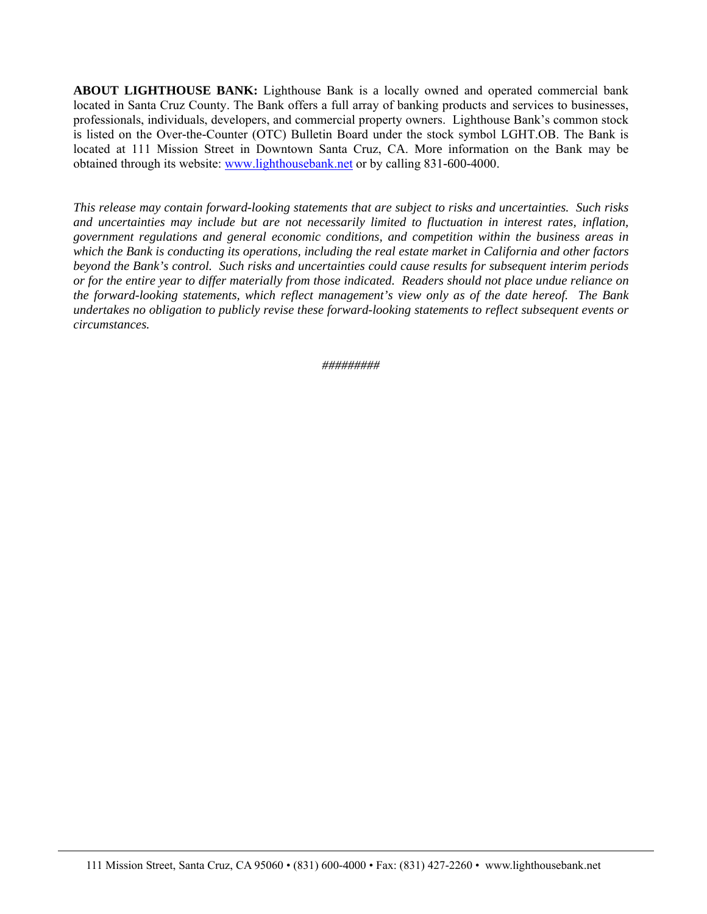**ABOUT LIGHTHOUSE BANK:** Lighthouse Bank is a locally owned and operated commercial bank located in Santa Cruz County. The Bank offers a full array of banking products and services to businesses, professionals, individuals, developers, and commercial property owners. Lighthouse Bank's common stock is listed on the Over-the-Counter (OTC) Bulletin Board under the stock symbol LGHT.OB. The Bank is located at 111 Mission Street in Downtown Santa Cruz, CA. More information on the Bank may be obtained through its website: www.lighthousebank.net or by calling 831-600-4000.

*This release may contain forward-looking statements that are subject to risks and uncertainties. Such risks and uncertainties may include but are not necessarily limited to fluctuation in interest rates, inflation, government regulations and general economic conditions, and competition within the business areas in which the Bank is conducting its operations, including the real estate market in California and other factors beyond the Bank's control. Such risks and uncertainties could cause results for subsequent interim periods or for the entire year to differ materially from those indicated. Readers should not place undue reliance on the forward-looking statements, which reflect management's view only as of the date hereof. The Bank undertakes no obligation to publicly revise these forward-looking statements to reflect subsequent events or circumstances.*

*#########*

111 Mission Street, Santa Cruz, CA 95060 • (831) 600-4000 • Fax: (831) 427-2260 • www.lighthousebank.net